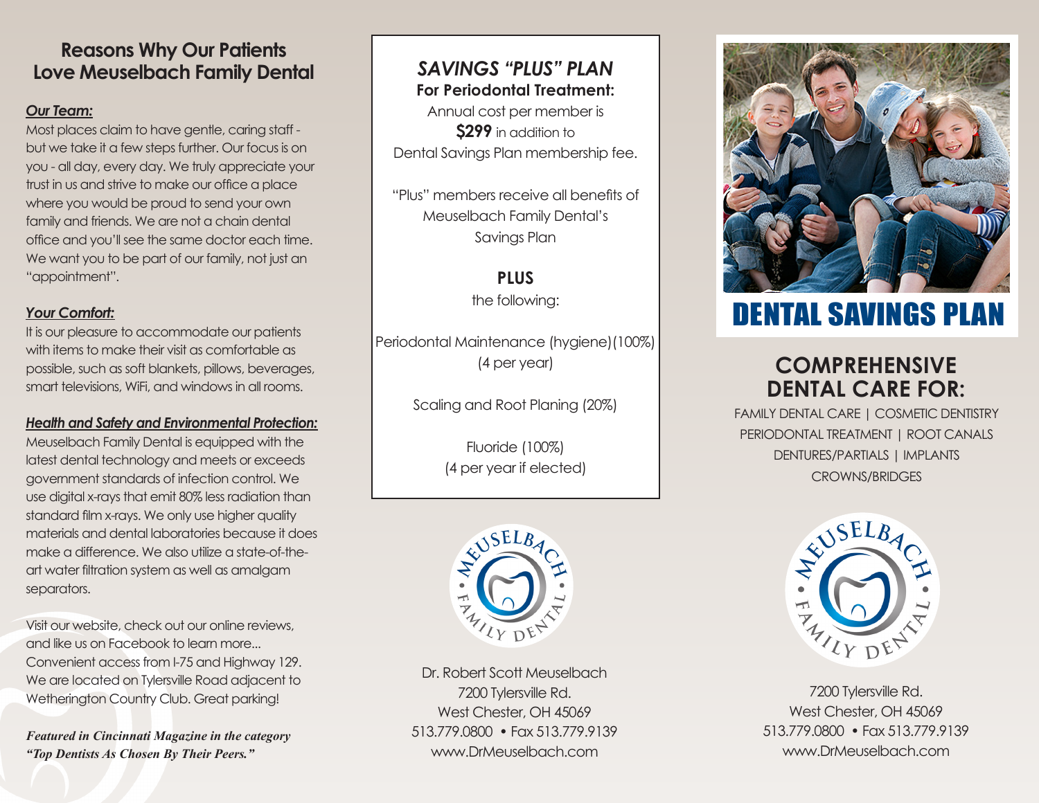## Reasons Why Our Patients Love Meuselbach Family Dental

***Our Team:***

Most places claim to have gentle, caring staff - but we take it a few steps further. Our focus is on you - all day, every day. We truly appreciate your trust in us and strive to make our office a place where you would be proud to send your own family and friends. We are not a chain dental office and you'll see the same doctor each time. We want you to be part of our family, not just an "appointment".

***Your Comfort:***

It is our pleasure to accommodate our patients with items to make their visit as comfortable as possible, such as soft blankets, pillows, beverages, smart televisions, WiFi, and windows in all rooms.

***Health and Safety and Environmental Protection:***

Meuselbach Family Dental is equipped with the latest dental technology and meets or exceeds government standards of infection control. We use digital x-rays that emit 80% less radiation than standard film x-rays. We only use higher quality materials and dental laboratories because it does make a difference. We also utilize a state-of-the-art water filtration system as well as amalgam separators.

Visit our website, check out our online reviews, and like us on Facebook to learn more... Convenient access from I-75 and Highway 129. We are located on Tylersville Road adjacent to Wetherington Country Club. Great parking!

***Featured in Cincinnati Magazine in the category "Top Dentists As Chosen By Their Peers."***

## *SAVINGS "PLUS" PLAN*

**For Periodontal Treatment:**

Annual cost per member is **$299** in addition to Dental Savings Plan membership fee.

"Plus" members receive all benefits of Meuselbach Family Dental's Savings Plan

**PLUS**

the following:

Periodontal Maintenance (hygiene)(100%) (4 per year)

Scaling and Root Planing (20%)

Fluoride (100%) (4 per year if elected)

MEUSELBACH FAMILY DENTAL

Dr. Robert Scott Meuselbach
7200 Tylersville Rd.
West Chester, OH 45069
513.779.0800 • Fax 513.779.9139
www.DrMeuselbach.com

# DENTAL SAVINGS PLAN

## COMPREHENSIVE DENTAL CARE FOR:

FAMILY DENTAL CARE | COSMETIC DENTISTRY
PERIODONTAL TREATMENT | ROOT CANALS
DENTURES/PARTIALS | IMPLANTS
CROWNS/BRIDGES

MEUSELBACH FAMILY DENTAL

7200 Tylersville Rd.
West Chester, OH 45069
513.779.0800 • Fax 513.779.9139
www.DrMeuselbach.com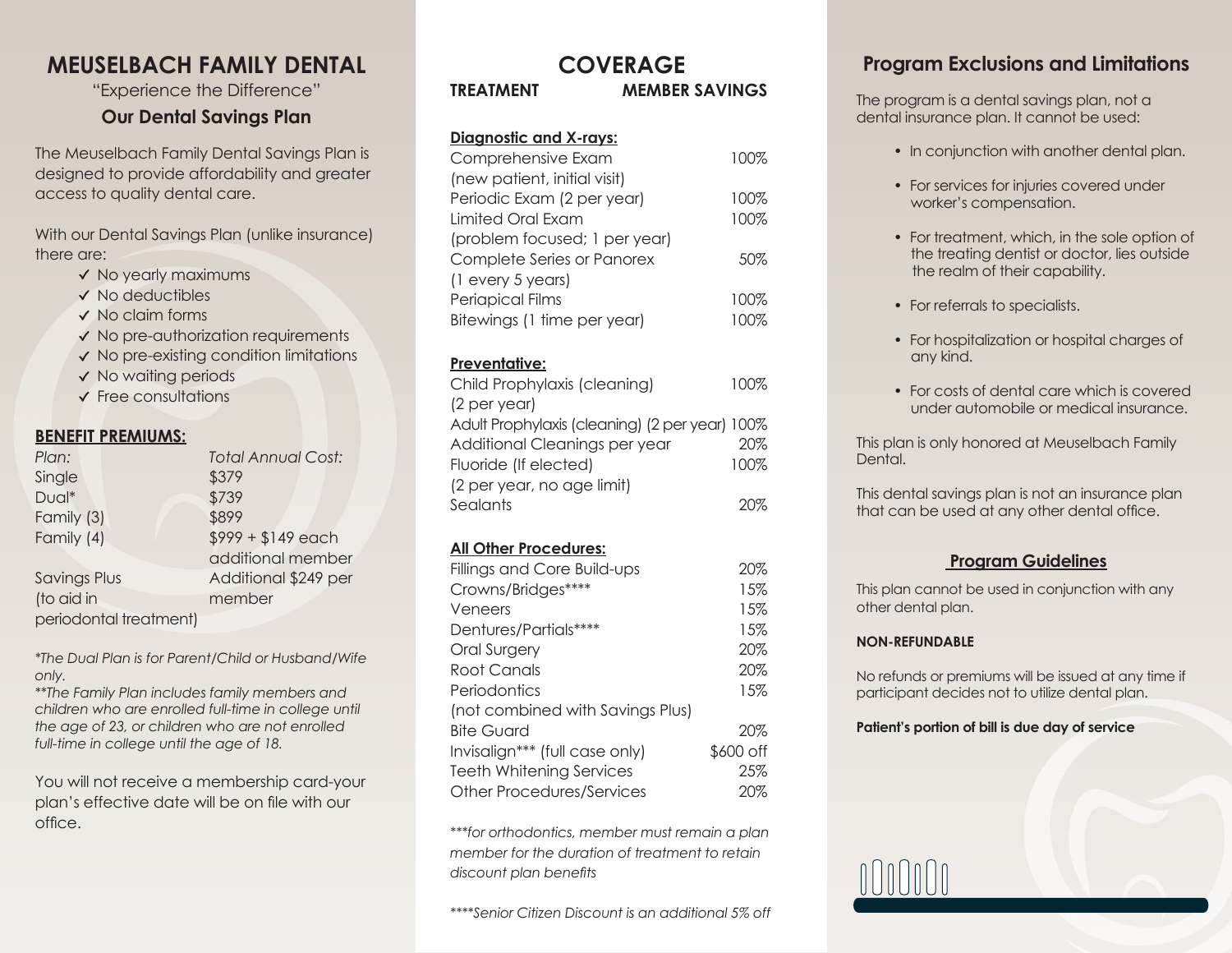# MEUSELBACH FAMILY DENTAL

"Experience the Difference"

## Our Dental Savings Plan

The Meuselbach Family Dental Savings Plan is designed to provide affordability and greater access to quality dental care.

With our Dental Savings Plan (unlike insurance) there are:

- ✓ No yearly maximums
- ✓ No deductibles
- ✓ No claim forms
- ✓ No pre-authorization requirements
- ✓ No pre-existing condition limitations
- ✓ No waiting periods
- ✓ Free consultations

**BENEFIT PREMIUMS:**

| *Plan:* | *Total Annual Cost:* |
| --- | --- |
| Single | $379 |
| Dual* | $739 |
| Family (3) | $899 |
| Family (4) | $999 + $149 each additional member |
| Savings Plus (to aid in periodontal treatment) | Additional $249 per member |

*\*The Dual Plan is for Parent/Child or Husband/Wife only.*

*\*\*The Family Plan includes family members and children who are enrolled full-time in college until the age of 23, or children who are not enrolled full-time in college until the age of 18.*

You will not receive a membership card-your plan's effective date will be on file with our office.

# COVERAGE

| TREATMENT | MEMBER SAVINGS |
| --- | --- |
| **Diagnostic and X-rays:** | |
| Comprehensive Exam (new patient, initial visit) | 100% |
| Periodic Exam (2 per year) | 100% |
| Limited Oral Exam (problem focused; 1 per year) | 100% |
| Complete Series or Panorex (1 every 5 years) | 50% |
| Periapical Films | 100% |
| Bitewings (1 time per year) | 100% |
| **Preventative:** | |
| Child Prophylaxis (cleaning) (2 per year) | 100% |
| Adult Prophylaxis (cleaning) (2 per year) | 100% |
| Additional Cleanings per year | 20% |
| Fluoride (If elected) (2 per year, no age limit) | 100% |
| Sealants | 20% |
| **All Other Procedures:** | |
| Fillings and Core Build-ups | 20% |
| Crowns/Bridges**** | 15% |
| Veneers | 15% |
| Dentures/Partials**** | 15% |
| Oral Surgery | 20% |
| Root Canals | 20% |
| Periodontics (not combined with Savings Plus) | 15% |
| Bite Guard | 20% |
| Invisalign*** (full case only) | $600 off |
| Teeth Whitening Services | 25% |
| Other Procedures/Services | 20% |

*\*\*\*for orthodontics, member must remain a plan member for the duration of treatment to retain discount plan benefits*

*\*\*\*\*Senior Citizen Discount is an additional 5% off*

## Program Exclusions and Limitations

The program is a dental savings plan, not a dental insurance plan. It cannot be used:

- In conjunction with another dental plan.
- For services for injuries covered under worker's compensation.
- For treatment, which, in the sole option of the treating dentist or doctor, lies outside the realm of their capability.
- For referrals to specialists.
- For hospitalization or hospital charges of any kind.
- For costs of dental care which is covered under automobile or medical insurance.

This plan is only honored at Meuselbach Family Dental.

This dental savings plan is not an insurance plan that can be used at any other dental office.

## Program Guidelines

This plan cannot be used in conjunction with any other dental plan.

**NON-REFUNDABLE**

No refunds or premiums will be issued at any time if participant decides not to utilize dental plan.

**Patient's portion of bill is due day of service**